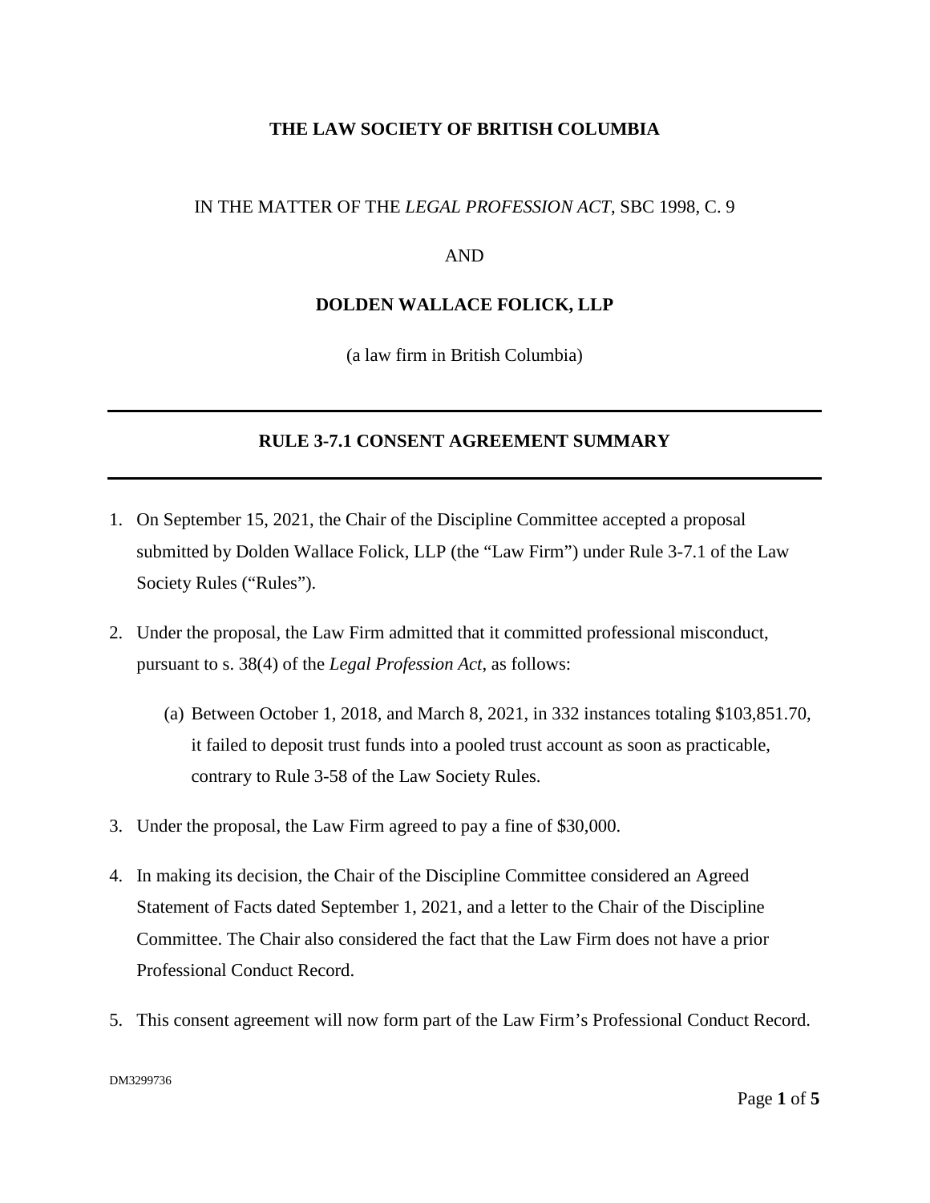**THE LAW SOCIETY OF BRITISH COLUMBIA**

IN THE MATTER OF THE *LEGAL PROFESSION ACT*, SBC 1998, C. 9

AND

**DOLDEN WALLACE FOLICK, LLP**

(a law firm in British Columbia)

---

## RULE 3-7.1 CONSENT AGREEMENT SUMMARY

---

1. On September 15, 2021, the Chair of the Discipline Committee accepted a proposal submitted by Dolden Wallace Folick, LLP (the "Law Firm") under Rule 3-7.1 of the Law Society Rules ("Rules").

2. Under the proposal, the Law Firm admitted that it committed professional misconduct, pursuant to s. 38(4) of the *Legal Profession Act*, as follows:

   (a) Between October 1, 2018, and March 8, 2021, in 332 instances totaling $103,851.70, it failed to deposit trust funds into a pooled trust account as soon as practicable, contrary to Rule 3-58 of the Law Society Rules.

3. Under the proposal, the Law Firm agreed to pay a fine of $30,000.

4. In making its decision, the Chair of the Discipline Committee considered an Agreed Statement of Facts dated September 1, 2021, and a letter to the Chair of the Discipline Committee. The Chair also considered the fact that the Law Firm does not have a prior Professional Conduct Record.

5. This consent agreement will now form part of the Law Firm's Professional Conduct Record.

DM3299736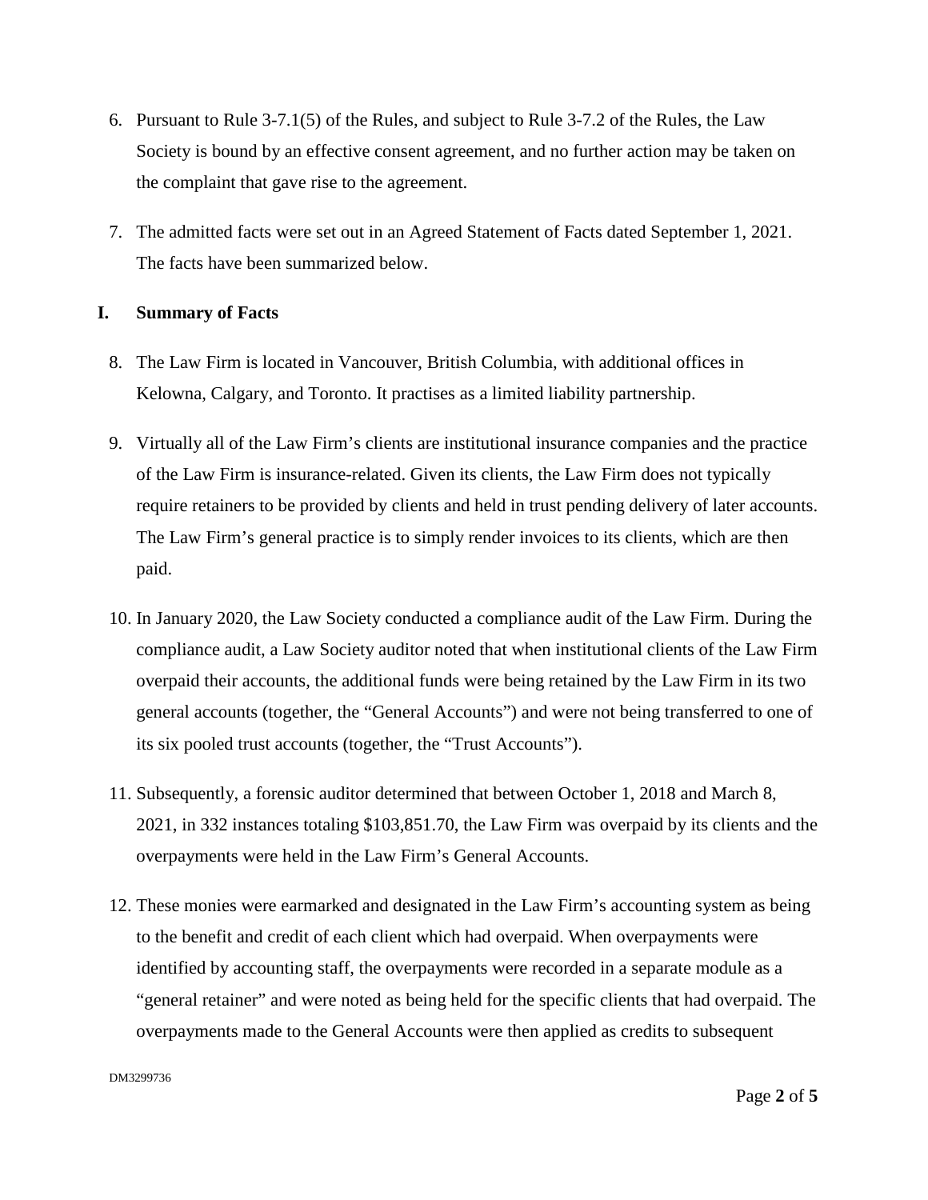6. Pursuant to Rule 3-7.1(5) of the Rules, and subject to Rule 3-7.2 of the Rules, the Law Society is bound by an effective consent agreement, and no further action may be taken on the complaint that gave rise to the agreement.

7. The admitted facts were set out in an Agreed Statement of Facts dated September 1, 2021. The facts have been summarized below.

## I. Summary of Facts

8. The Law Firm is located in Vancouver, British Columbia, with additional offices in Kelowna, Calgary, and Toronto. It practises as a limited liability partnership.

9. Virtually all of the Law Firm's clients are institutional insurance companies and the practice of the Law Firm is insurance-related. Given its clients, the Law Firm does not typically require retainers to be provided by clients and held in trust pending delivery of later accounts. The Law Firm's general practice is to simply render invoices to its clients, which are then paid.

10. In January 2020, the Law Society conducted a compliance audit of the Law Firm. During the compliance audit, a Law Society auditor noted that when institutional clients of the Law Firm overpaid their accounts, the additional funds were being retained by the Law Firm in its two general accounts (together, the "General Accounts") and were not being transferred to one of its six pooled trust accounts (together, the "Trust Accounts").

11. Subsequently, a forensic auditor determined that between October 1, 2018 and March 8, 2021, in 332 instances totaling $103,851.70, the Law Firm was overpaid by its clients and the overpayments were held in the Law Firm's General Accounts.

12. These monies were earmarked and designated in the Law Firm's accounting system as being to the benefit and credit of each client which had overpaid. When overpayments were identified by accounting staff, the overpayments were recorded in a separate module as a "general retainer" and were noted as being held for the specific clients that had overpaid. The overpayments made to the General Accounts were then applied as credits to subsequent

DM3299736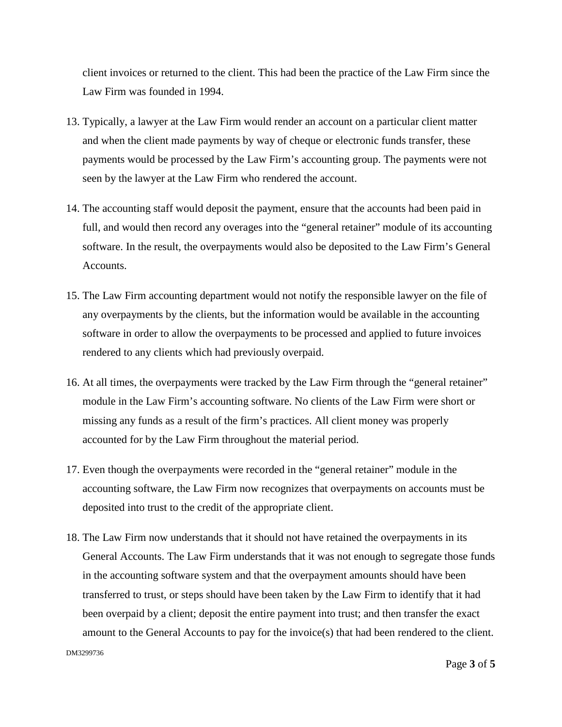client invoices or returned to the client. This had been the practice of the Law Firm since the Law Firm was founded in 1994.

13. Typically, a lawyer at the Law Firm would render an account on a particular client matter and when the client made payments by way of cheque or electronic funds transfer, these payments would be processed by the Law Firm's accounting group. The payments were not seen by the lawyer at the Law Firm who rendered the account.

14. The accounting staff would deposit the payment, ensure that the accounts had been paid in full, and would then record any overages into the "general retainer" module of its accounting software. In the result, the overpayments would also be deposited to the Law Firm's General Accounts.

15. The Law Firm accounting department would not notify the responsible lawyer on the file of any overpayments by the clients, but the information would be available in the accounting software in order to allow the overpayments to be processed and applied to future invoices rendered to any clients which had previously overpaid.

16. At all times, the overpayments were tracked by the Law Firm through the "general retainer" module in the Law Firm's accounting software. No clients of the Law Firm were short or missing any funds as a result of the firm's practices. All client money was properly accounted for by the Law Firm throughout the material period.

17. Even though the overpayments were recorded in the "general retainer" module in the accounting software, the Law Firm now recognizes that overpayments on accounts must be deposited into trust to the credit of the appropriate client.

18. The Law Firm now understands that it should not have retained the overpayments in its General Accounts. The Law Firm understands that it was not enough to segregate those funds in the accounting software system and that the overpayment amounts should have been transferred to trust, or steps should have been taken by the Law Firm to identify that it had been overpaid by a client; deposit the entire payment into trust; and then transfer the exact amount to the General Accounts to pay for the invoice(s) that had been rendered to the client.

DM3299736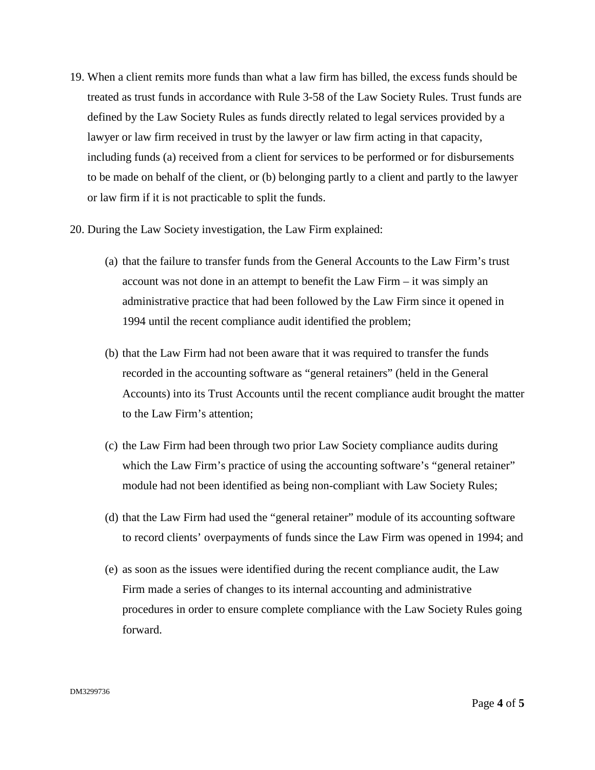19. When a client remits more funds than what a law firm has billed, the excess funds should be treated as trust funds in accordance with Rule 3-58 of the Law Society Rules. Trust funds are defined by the Law Society Rules as funds directly related to legal services provided by a lawyer or law firm received in trust by the lawyer or law firm acting in that capacity, including funds (a) received from a client for services to be performed or for disbursements to be made on behalf of the client, or (b) belonging partly to a client and partly to the lawyer or law firm if it is not practicable to split the funds.

20. During the Law Society investigation, the Law Firm explained:

    (a) that the failure to transfer funds from the General Accounts to the Law Firm's trust account was not done in an attempt to benefit the Law Firm – it was simply an administrative practice that had been followed by the Law Firm since it opened in 1994 until the recent compliance audit identified the problem;

    (b) that the Law Firm had not been aware that it was required to transfer the funds recorded in the accounting software as "general retainers" (held in the General Accounts) into its Trust Accounts until the recent compliance audit brought the matter to the Law Firm's attention;

    (c) the Law Firm had been through two prior Law Society compliance audits during which the Law Firm's practice of using the accounting software's "general retainer" module had not been identified as being non-compliant with Law Society Rules;

    (d) that the Law Firm had used the "general retainer" module of its accounting software to record clients' overpayments of funds since the Law Firm was opened in 1994; and

    (e) as soon as the issues were identified during the recent compliance audit, the Law Firm made a series of changes to its internal accounting and administrative procedures in order to ensure complete compliance with the Law Society Rules going forward.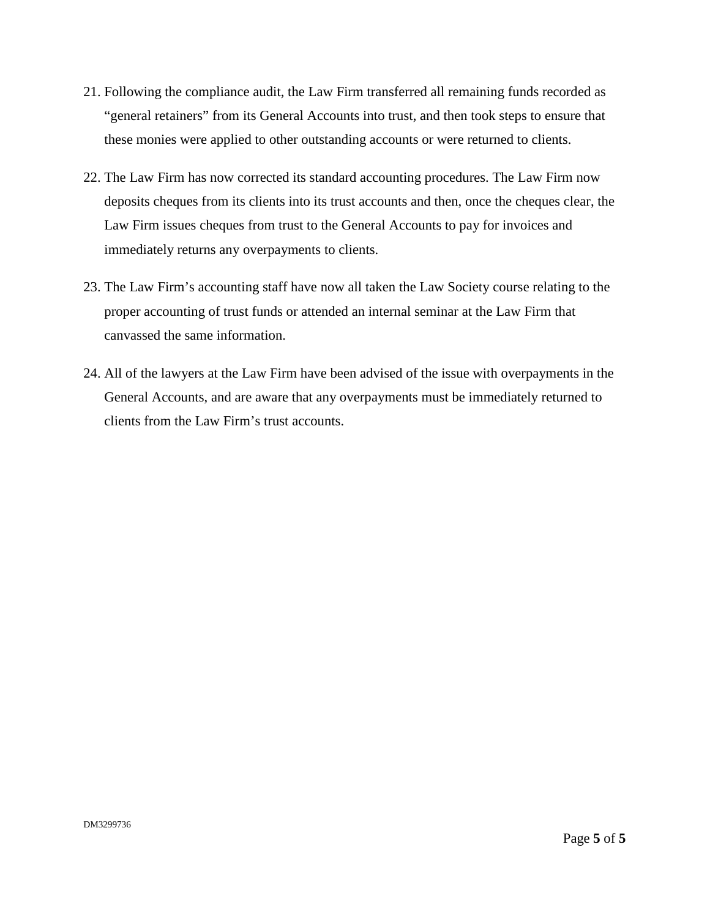21. Following the compliance audit, the Law Firm transferred all remaining funds recorded as "general retainers" from its General Accounts into trust, and then took steps to ensure that these monies were applied to other outstanding accounts or were returned to clients.

22. The Law Firm has now corrected its standard accounting procedures. The Law Firm now deposits cheques from its clients into its trust accounts and then, once the cheques clear, the Law Firm issues cheques from trust to the General Accounts to pay for invoices and immediately returns any overpayments to clients.

23. The Law Firm's accounting staff have now all taken the Law Society course relating to the proper accounting of trust funds or attended an internal seminar at the Law Firm that canvassed the same information.

24. All of the lawyers at the Law Firm have been advised of the issue with overpayments in the General Accounts, and are aware that any overpayments must be immediately returned to clients from the Law Firm's trust accounts.

DM3299736